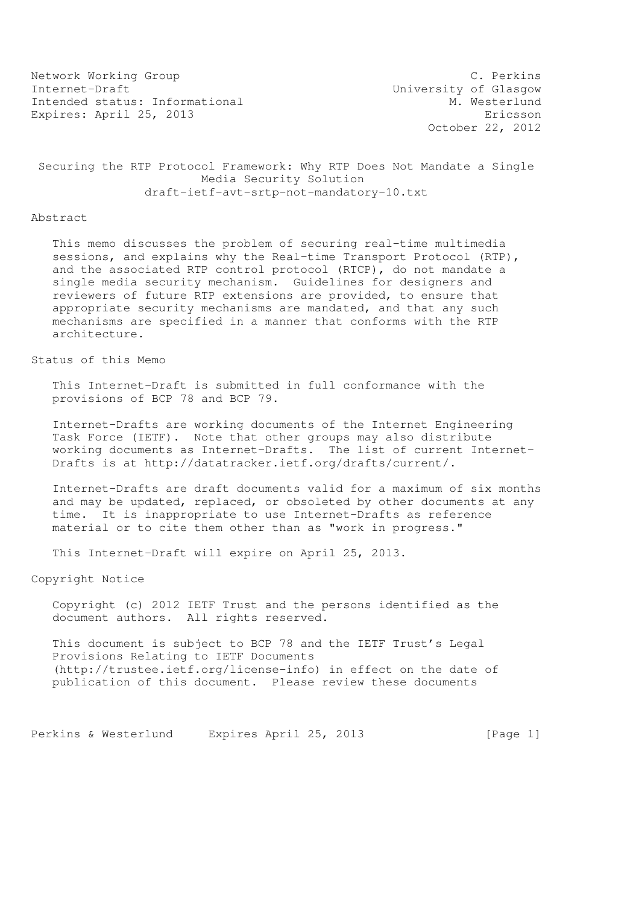Network Working Group — C. Perkins
Internet-Draft — University of Glasgow
Intended status: Informational — M. Westerlund
Expires: April 25, 2013 — Ericsson
October 22, 2012

# Securing the RTP Protocol Framework: Why RTP Does Not Mandate a Single Media Security Solution

draft-ietf-avt-srtp-not-mandatory-10.txt

## Abstract

This memo discusses the problem of securing real-time multimedia sessions, and explains why the Real-time Transport Protocol (RTP), and the associated RTP control protocol (RTCP), do not mandate a single media security mechanism. Guidelines for designers and reviewers of future RTP extensions are provided, to ensure that appropriate security mechanisms are mandated, and that any such mechanisms are specified in a manner that conforms with the RTP architecture.

## Status of this Memo

This Internet-Draft is submitted in full conformance with the provisions of BCP 78 and BCP 79.

Internet-Drafts are working documents of the Internet Engineering Task Force (IETF). Note that other groups may also distribute working documents as Internet-Drafts. The list of current Internet-Drafts is at http://datatracker.ietf.org/drafts/current/.

Internet-Drafts are draft documents valid for a maximum of six months and may be updated, replaced, or obsoleted by other documents at any time. It is inappropriate to use Internet-Drafts as reference material or to cite them other than as "work in progress."

This Internet-Draft will expire on April 25, 2013.

## Copyright Notice

Copyright (c) 2012 IETF Trust and the persons identified as the document authors. All rights reserved.

This document is subject to BCP 78 and the IETF Trust's Legal Provisions Relating to IETF Documents (http://trustee.ietf.org/license-info) in effect on the date of publication of this document. Please review these documents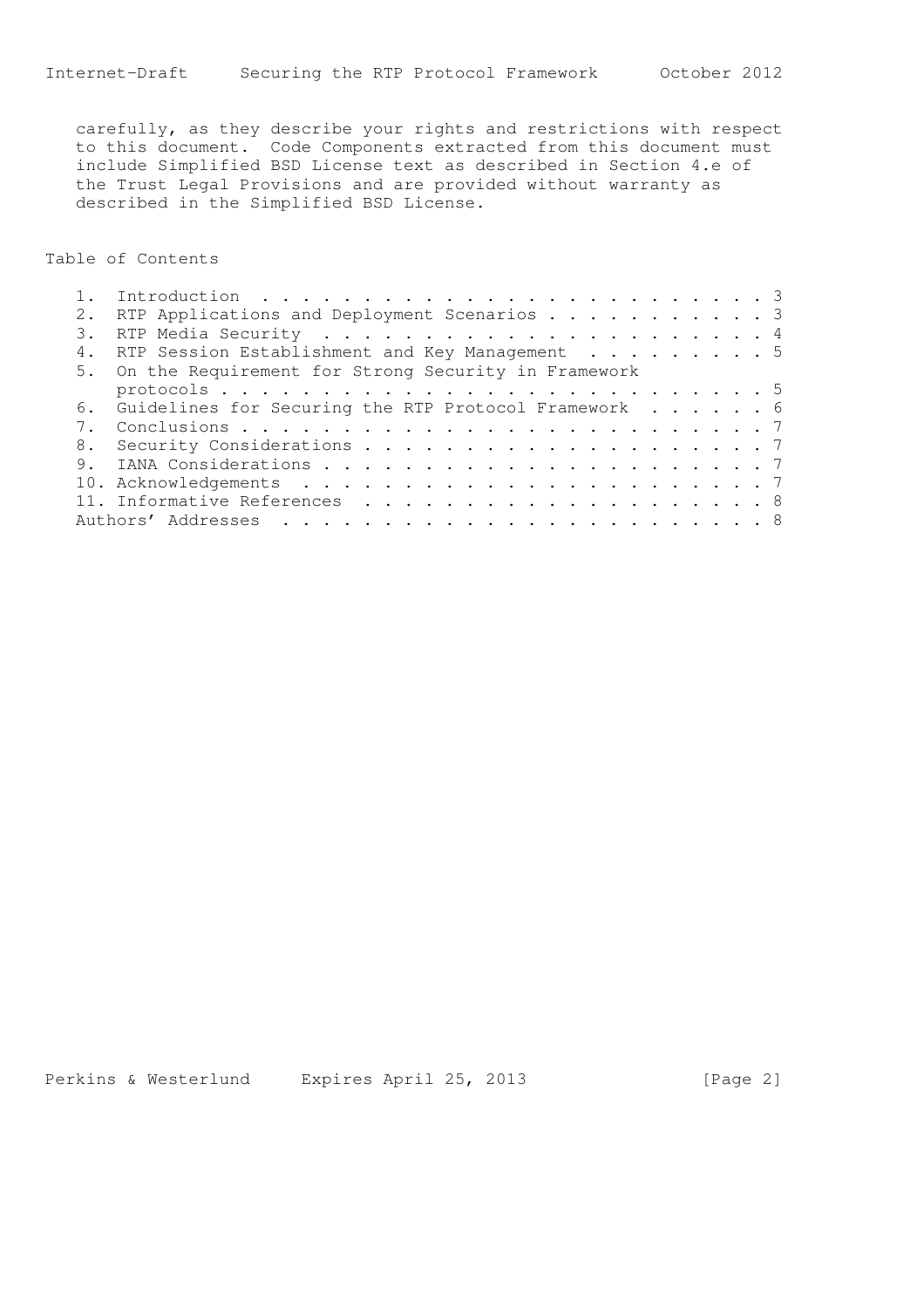carefully, as they describe your rights and restrictions with respect to this document. Code Components extracted from this document must include Simplified BSD License text as described in Section 4.e of the Trust Legal Provisions and are provided without warranty as described in the Simplified BSD License.

## Table of Contents

1. Introduction . . . . . . . . . . . . . . . . . . . . . . . . . 3
2. RTP Applications and Deployment Scenarios . . . . . . . . . . . 3
3. RTP Media Security . . . . . . . . . . . . . . . . . . . . . . 4
4. RTP Session Establishment and Key Management . . . . . . . . . 5
5. On the Requirement for Strong Security in Framework protocols . . . . . . . . . . . . . . . . . . . . . . . . . . 5
6. Guidelines for Securing the RTP Protocol Framework . . . . . . 6
7. Conclusions . . . . . . . . . . . . . . . . . . . . . . . . . 7
8. Security Considerations . . . . . . . . . . . . . . . . . . . 7
9. IANA Considerations . . . . . . . . . . . . . . . . . . . . . 7
10. Acknowledgements . . . . . . . . . . . . . . . . . . . . . . . 7
11. Informative References . . . . . . . . . . . . . . . . . . . . 8

Authors' Addresses . . . . . . . . . . . . . . . . . . . . . . . . 8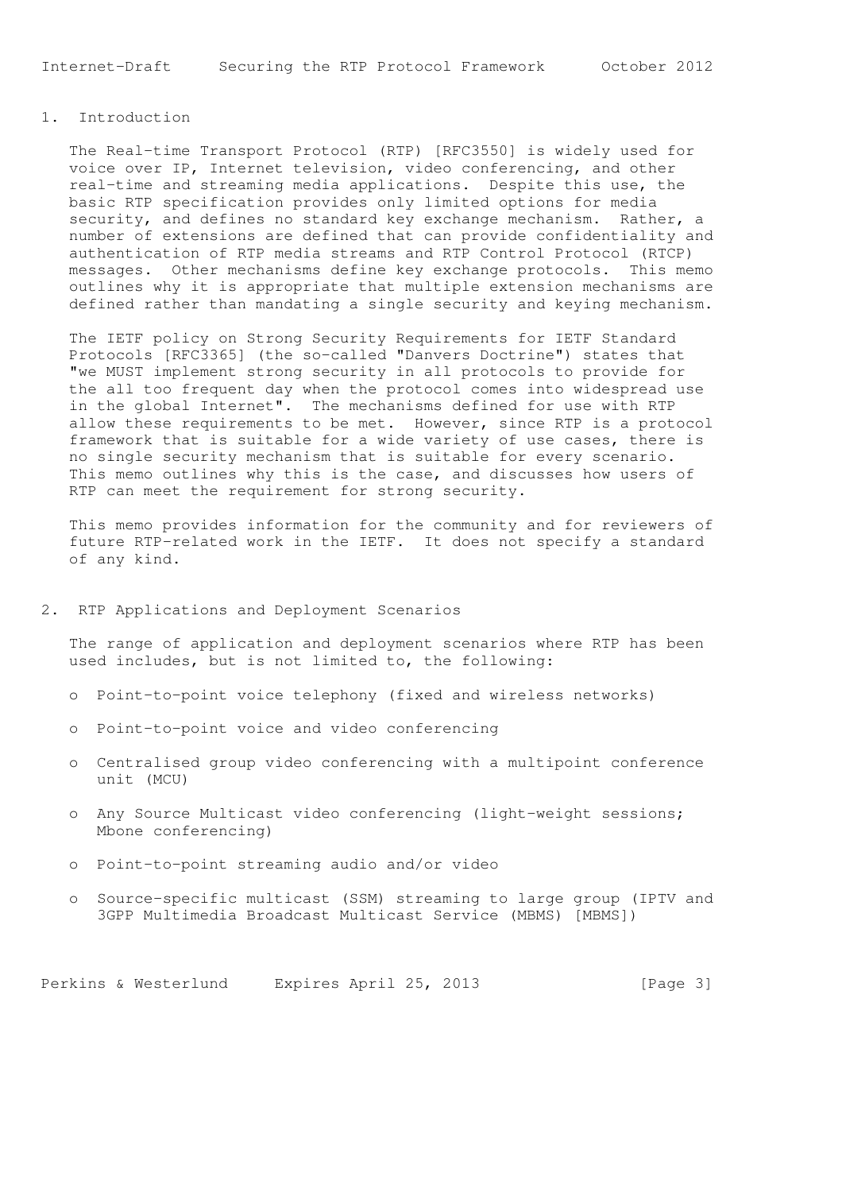## 1. Introduction

The Real-time Transport Protocol (RTP) [RFC3550] is widely used for voice over IP, Internet television, video conferencing, and other real-time and streaming media applications. Despite this use, the basic RTP specification provides only limited options for media security, and defines no standard key exchange mechanism. Rather, a number of extensions are defined that can provide confidentiality and authentication of RTP media streams and RTP Control Protocol (RTCP) messages. Other mechanisms define key exchange protocols. This memo outlines why it is appropriate that multiple extension mechanisms are defined rather than mandating a single security and keying mechanism.

The IETF policy on Strong Security Requirements for IETF Standard Protocols [RFC3365] (the so-called "Danvers Doctrine") states that "we MUST implement strong security in all protocols to provide for the all too frequent day when the protocol comes into widespread use in the global Internet". The mechanisms defined for use with RTP allow these requirements to be met. However, since RTP is a protocol framework that is suitable for a wide variety of use cases, there is no single security mechanism that is suitable for every scenario. This memo outlines why this is the case, and discusses how users of RTP can meet the requirement for strong security.

This memo provides information for the community and for reviewers of future RTP-related work in the IETF. It does not specify a standard of any kind.

## 2. RTP Applications and Deployment Scenarios

The range of application and deployment scenarios where RTP has been used includes, but is not limited to, the following:

- Point-to-point voice telephony (fixed and wireless networks)
- Point-to-point voice and video conferencing
- Centralised group video conferencing with a multipoint conference unit (MCU)
- Any Source Multicast video conferencing (light-weight sessions; Mbone conferencing)
- Point-to-point streaming audio and/or video
- Source-specific multicast (SSM) streaming to large group (IPTV and 3GPP Multimedia Broadcast Multicast Service (MBMS) [MBMS])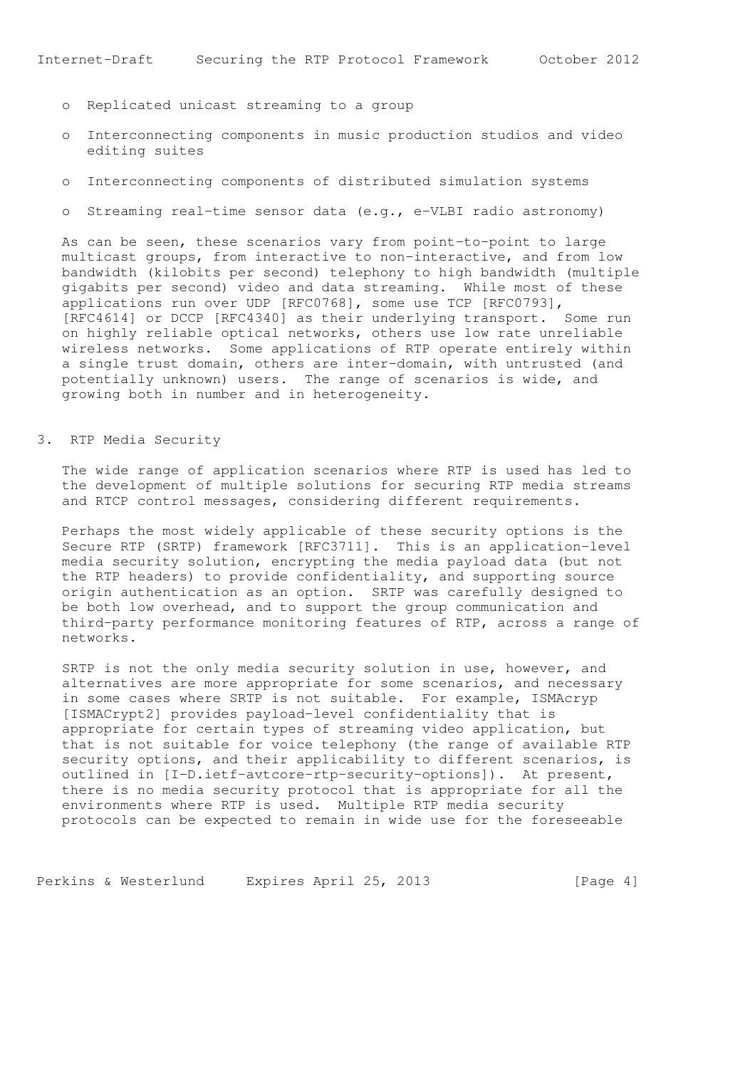- Replicated unicast streaming to a group
- Interconnecting components in music production studios and video editing suites
- Interconnecting components of distributed simulation systems
- Streaming real-time sensor data (e.g., e-VLBI radio astronomy)

As can be seen, these scenarios vary from point-to-point to large multicast groups, from interactive to non-interactive, and from low bandwidth (kilobits per second) telephony to high bandwidth (multiple gigabits per second) video and data streaming. While most of these applications run over UDP [RFC0768], some use TCP [RFC0793], [RFC4614] or DCCP [RFC4340] as their underlying transport. Some run on highly reliable optical networks, others use low rate unreliable wireless networks. Some applications of RTP operate entirely within a single trust domain, others are inter-domain, with untrusted (and potentially unknown) users. The range of scenarios is wide, and growing both in number and in heterogeneity.

## 3. RTP Media Security

The wide range of application scenarios where RTP is used has led to the development of multiple solutions for securing RTP media streams and RTCP control messages, considering different requirements.

Perhaps the most widely applicable of these security options is the Secure RTP (SRTP) framework [RFC3711]. This is an application-level media security solution, encrypting the media payload data (but not the RTP headers) to provide confidentiality, and supporting source origin authentication as an option. SRTP was carefully designed to be both low overhead, and to support the group communication and third-party performance monitoring features of RTP, across a range of networks.

SRTP is not the only media security solution in use, however, and alternatives are more appropriate for some scenarios, and necessary in some cases where SRTP is not suitable. For example, ISMAcryp [ISMACrypt2] provides payload-level confidentiality that is appropriate for certain types of streaming video application, but that is not suitable for voice telephony (the range of available RTP security options, and their applicability to different scenarios, is outlined in [I-D.ietf-avtcore-rtp-security-options]). At present, there is no media security protocol that is appropriate for all the environments where RTP is used. Multiple RTP media security protocols can be expected to remain in wide use for the foreseeable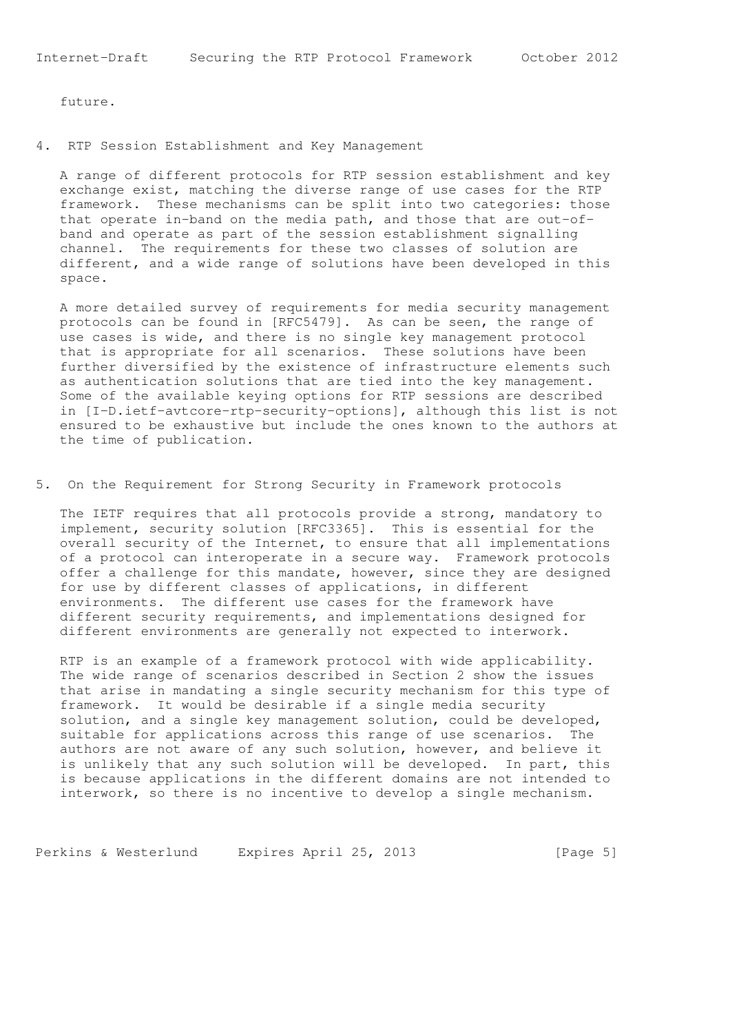future.

## 4. RTP Session Establishment and Key Management

A range of different protocols for RTP session establishment and key exchange exist, matching the diverse range of use cases for the RTP framework. These mechanisms can be split into two categories: those that operate in-band on the media path, and those that are out-of-band and operate as part of the session establishment signalling channel. The requirements for these two classes of solution are different, and a wide range of solutions have been developed in this space.

A more detailed survey of requirements for media security management protocols can be found in [RFC5479]. As can be seen, the range of use cases is wide, and there is no single key management protocol that is appropriate for all scenarios. These solutions have been further diversified by the existence of infrastructure elements such as authentication solutions that are tied into the key management. Some of the available keying options for RTP sessions are described in [I-D.ietf-avtcore-rtp-security-options], although this list is not ensured to be exhaustive but include the ones known to the authors at the time of publication.

## 5. On the Requirement for Strong Security in Framework protocols

The IETF requires that all protocols provide a strong, mandatory to implement, security solution [RFC3365]. This is essential for the overall security of the Internet, to ensure that all implementations of a protocol can interoperate in a secure way. Framework protocols offer a challenge for this mandate, however, since they are designed for use by different classes of applications, in different environments. The different use cases for the framework have different security requirements, and implementations designed for different environments are generally not expected to interwork.

RTP is an example of a framework protocol with wide applicability. The wide range of scenarios described in Section 2 show the issues that arise in mandating a single security mechanism for this type of framework. It would be desirable if a single media security solution, and a single key management solution, could be developed, suitable for applications across this range of use scenarios. The authors are not aware of any such solution, however, and believe it is unlikely that any such solution will be developed. In part, this is because applications in the different domains are not intended to interwork, so there is no incentive to develop a single mechanism.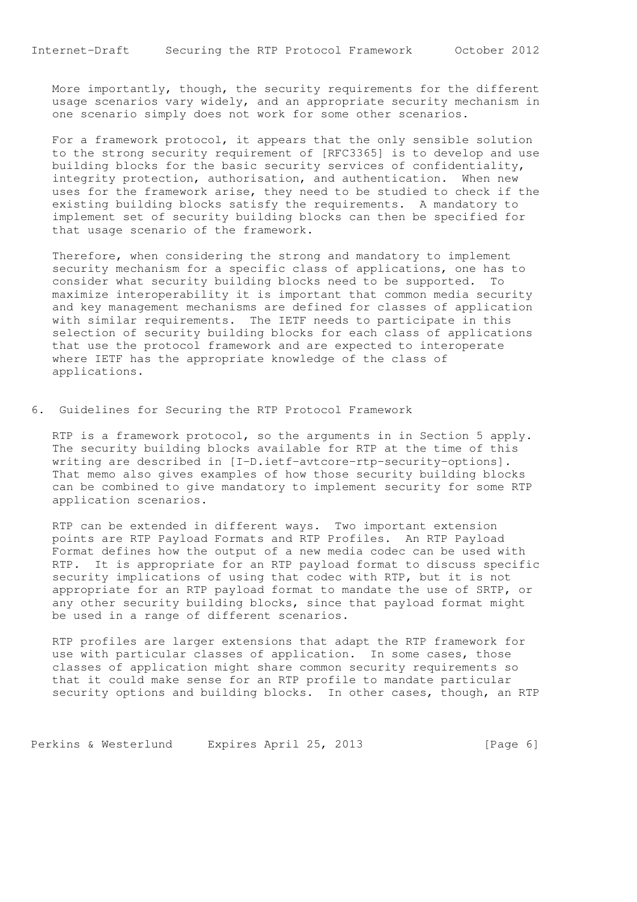More importantly, though, the security requirements for the different usage scenarios vary widely, and an appropriate security mechanism in one scenario simply does not work for some other scenarios.

For a framework protocol, it appears that the only sensible solution to the strong security requirement of [RFC3365] is to develop and use building blocks for the basic security services of confidentiality, integrity protection, authorisation, and authentication. When new uses for the framework arise, they need to be studied to check if the existing building blocks satisfy the requirements. A mandatory to implement set of security building blocks can then be specified for that usage scenario of the framework.

Therefore, when considering the strong and mandatory to implement security mechanism for a specific class of applications, one has to consider what security building blocks need to be supported. To maximize interoperability it is important that common media security and key management mechanisms are defined for classes of application with similar requirements. The IETF needs to participate in this selection of security building blocks for each class of applications that use the protocol framework and are expected to interoperate where IETF has the appropriate knowledge of the class of applications.

## 6. Guidelines for Securing the RTP Protocol Framework

RTP is a framework protocol, so the arguments in in Section 5 apply. The security building blocks available for RTP at the time of this writing are described in [I-D.ietf-avtcore-rtp-security-options]. That memo also gives examples of how those security building blocks can be combined to give mandatory to implement security for some RTP application scenarios.

RTP can be extended in different ways. Two important extension points are RTP Payload Formats and RTP Profiles. An RTP Payload Format defines how the output of a new media codec can be used with RTP. It is appropriate for an RTP payload format to discuss specific security implications of using that codec with RTP, but it is not appropriate for an RTP payload format to mandate the use of SRTP, or any other security building blocks, since that payload format might be used in a range of different scenarios.

RTP profiles are larger extensions that adapt the RTP framework for use with particular classes of application. In some cases, those classes of application might share common security requirements so that it could make sense for an RTP profile to mandate particular security options and building blocks. In other cases, though, an RTP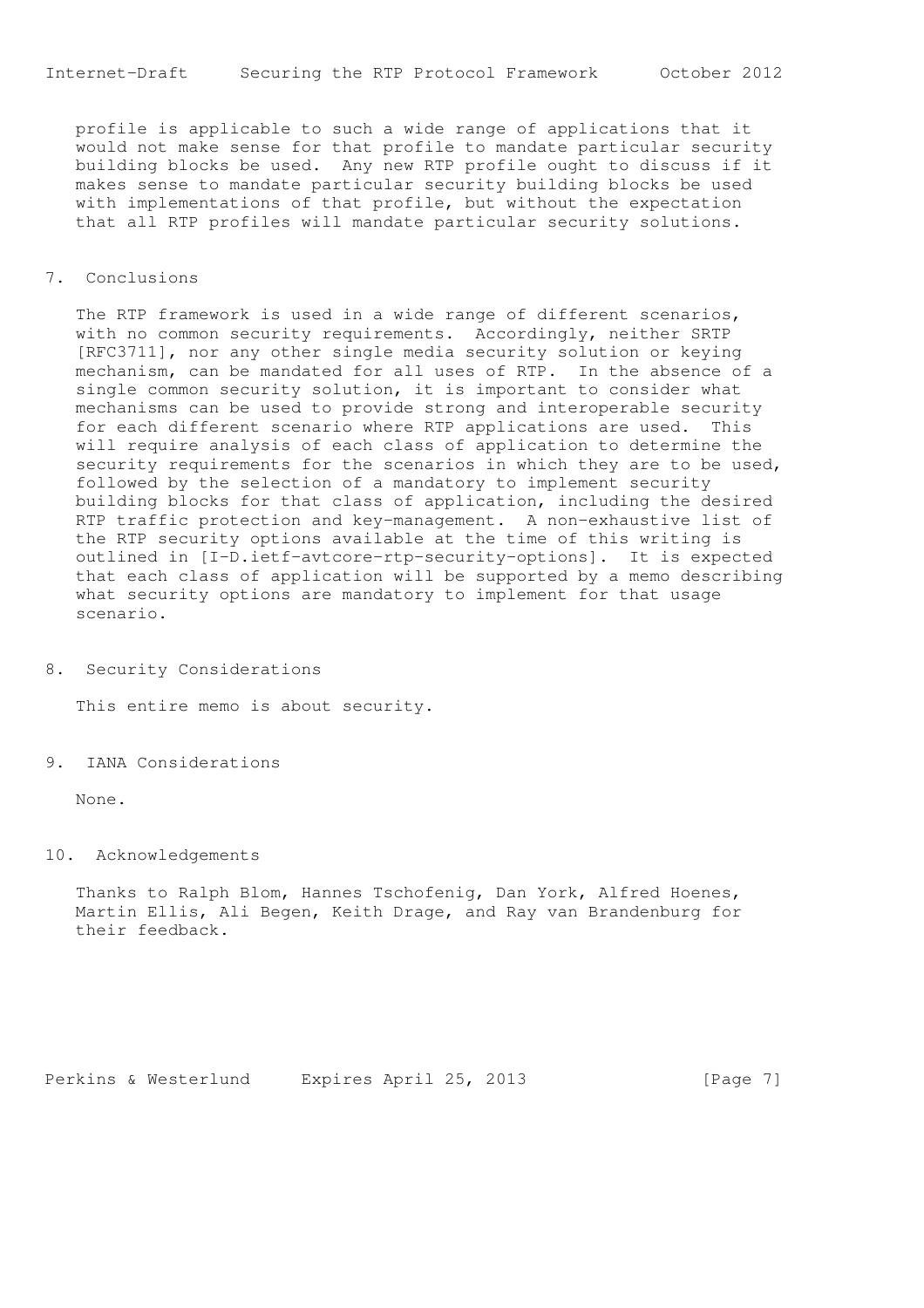profile is applicable to such a wide range of applications that it would not make sense for that profile to mandate particular security building blocks be used. Any new RTP profile ought to discuss if it makes sense to mandate particular security building blocks be used with implementations of that profile, but without the expectation that all RTP profiles will mandate particular security solutions.

## 7. Conclusions

The RTP framework is used in a wide range of different scenarios, with no common security requirements. Accordingly, neither SRTP [RFC3711], nor any other single media security solution or keying mechanism, can be mandated for all uses of RTP. In the absence of a single common security solution, it is important to consider what mechanisms can be used to provide strong and interoperable security for each different scenario where RTP applications are used. This will require analysis of each class of application to determine the security requirements for the scenarios in which they are to be used, followed by the selection of a mandatory to implement security building blocks for that class of application, including the desired RTP traffic protection and key-management. A non-exhaustive list of the RTP security options available at the time of this writing is outlined in [I-D.ietf-avtcore-rtp-security-options]. It is expected that each class of application will be supported by a memo describing what security options are mandatory to implement for that usage scenario.

## 8. Security Considerations

This entire memo is about security.

## 9. IANA Considerations

None.

## 10. Acknowledgements

Thanks to Ralph Blom, Hannes Tschofenig, Dan York, Alfred Hoenes, Martin Ellis, Ali Begen, Keith Drage, and Ray van Brandenburg for their feedback.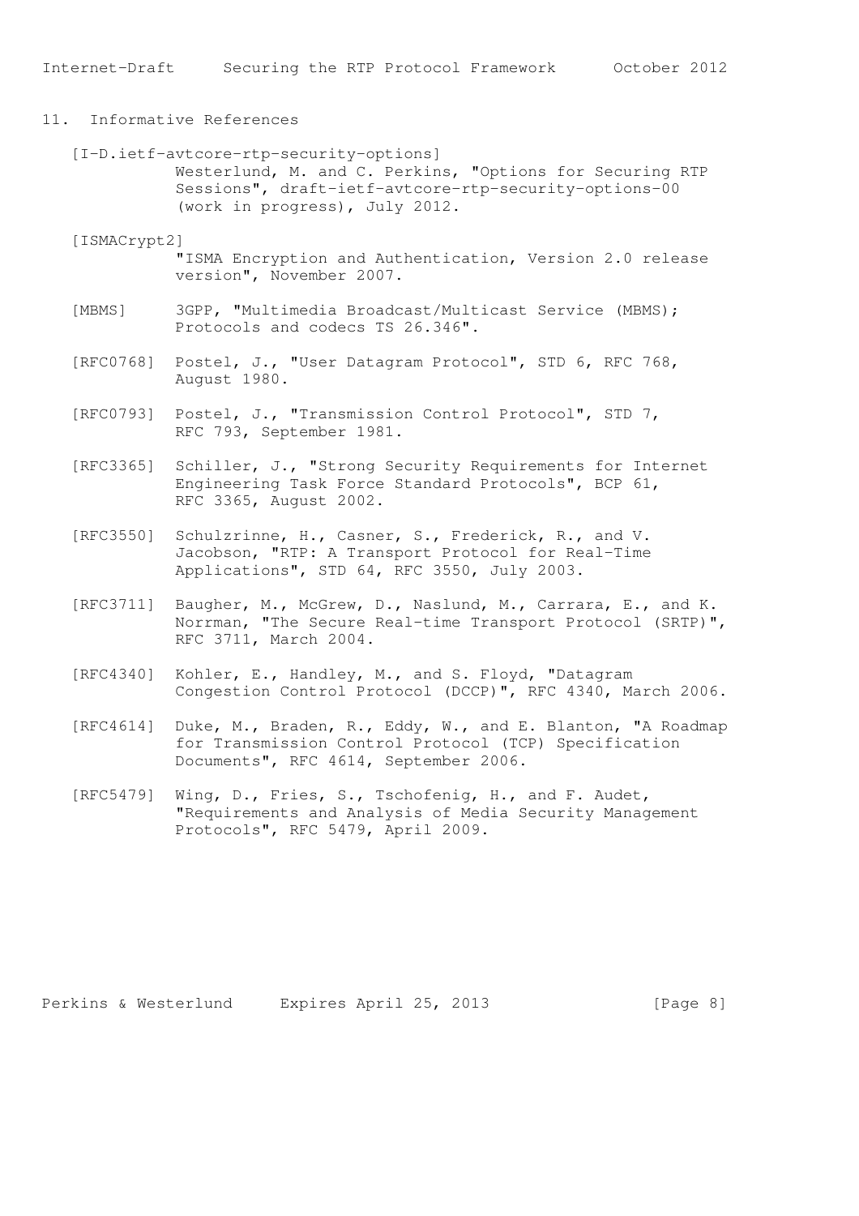## 11. Informative References

[I-D.ietf-avtcore-rtp-security-options]
Westerlund, M. and C. Perkins, "Options for Securing RTP Sessions", draft-ietf-avtcore-rtp-security-options-00 (work in progress), July 2012.

[ISMACrypt2]
"ISMA Encryption and Authentication, Version 2.0 release version", November 2007.

[MBMS] 3GPP, "Multimedia Broadcast/Multicast Service (MBMS); Protocols and codecs TS 26.346".

[RFC0768] Postel, J., "User Datagram Protocol", STD 6, RFC 768, August 1980.

[RFC0793] Postel, J., "Transmission Control Protocol", STD 7, RFC 793, September 1981.

[RFC3365] Schiller, J., "Strong Security Requirements for Internet Engineering Task Force Standard Protocols", BCP 61, RFC 3365, August 2002.

[RFC3550] Schulzrinne, H., Casner, S., Frederick, R., and V. Jacobson, "RTP: A Transport Protocol for Real-Time Applications", STD 64, RFC 3550, July 2003.

[RFC3711] Baugher, M., McGrew, D., Naslund, M., Carrara, E., and K. Norrman, "The Secure Real-time Transport Protocol (SRTP)", RFC 3711, March 2004.

[RFC4340] Kohler, E., Handley, M., and S. Floyd, "Datagram Congestion Control Protocol (DCCP)", RFC 4340, March 2006.

[RFC4614] Duke, M., Braden, R., Eddy, W., and E. Blanton, "A Roadmap for Transmission Control Protocol (TCP) Specification Documents", RFC 4614, September 2006.

[RFC5479] Wing, D., Fries, S., Tschofenig, H., and F. Audet, "Requirements and Analysis of Media Security Management Protocols", RFC 5479, April 2009.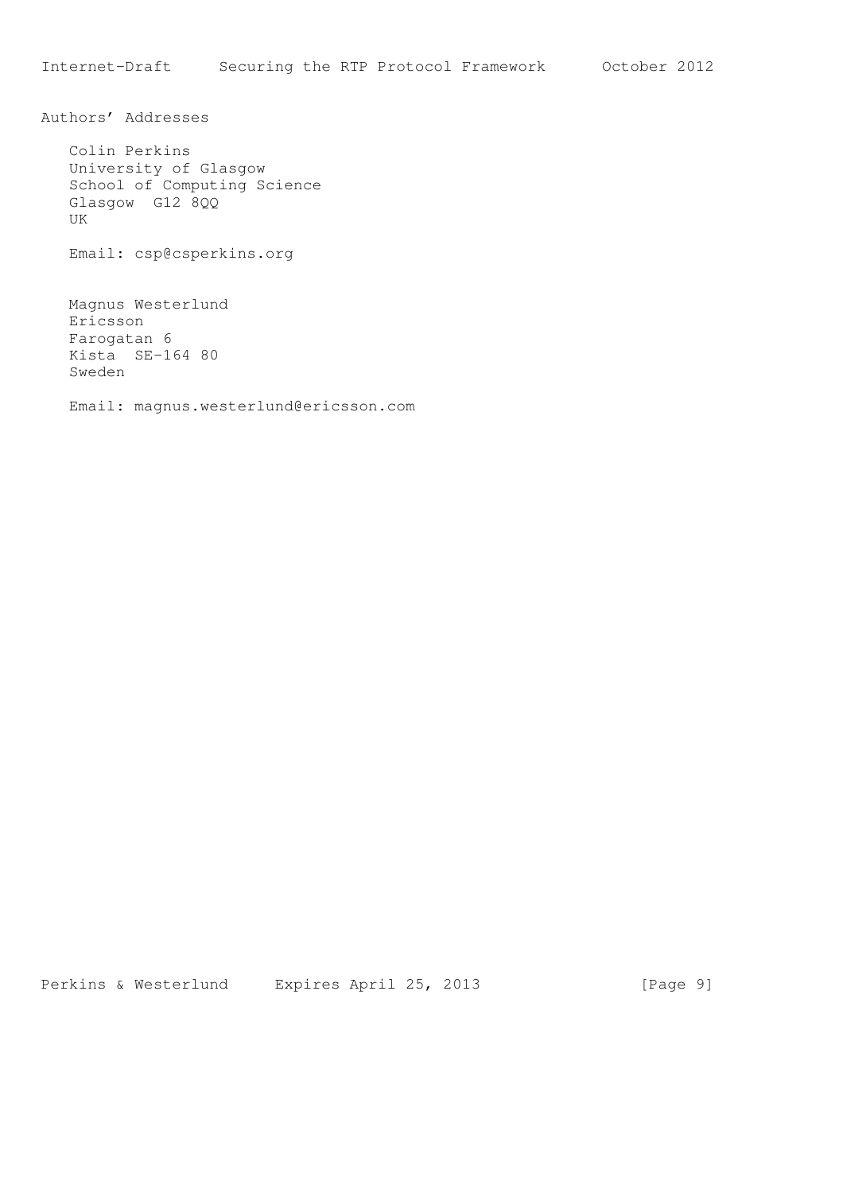# Authors' Addresses

Colin Perkins
University of Glasgow
School of Computing Science
Glasgow G12 8QQ
UK

Email: csp@csperkins.org

Magnus Westerlund
Ericsson
Farogatan 6
Kista SE-164 80
Sweden

Email: magnus.westerlund@ericsson.com